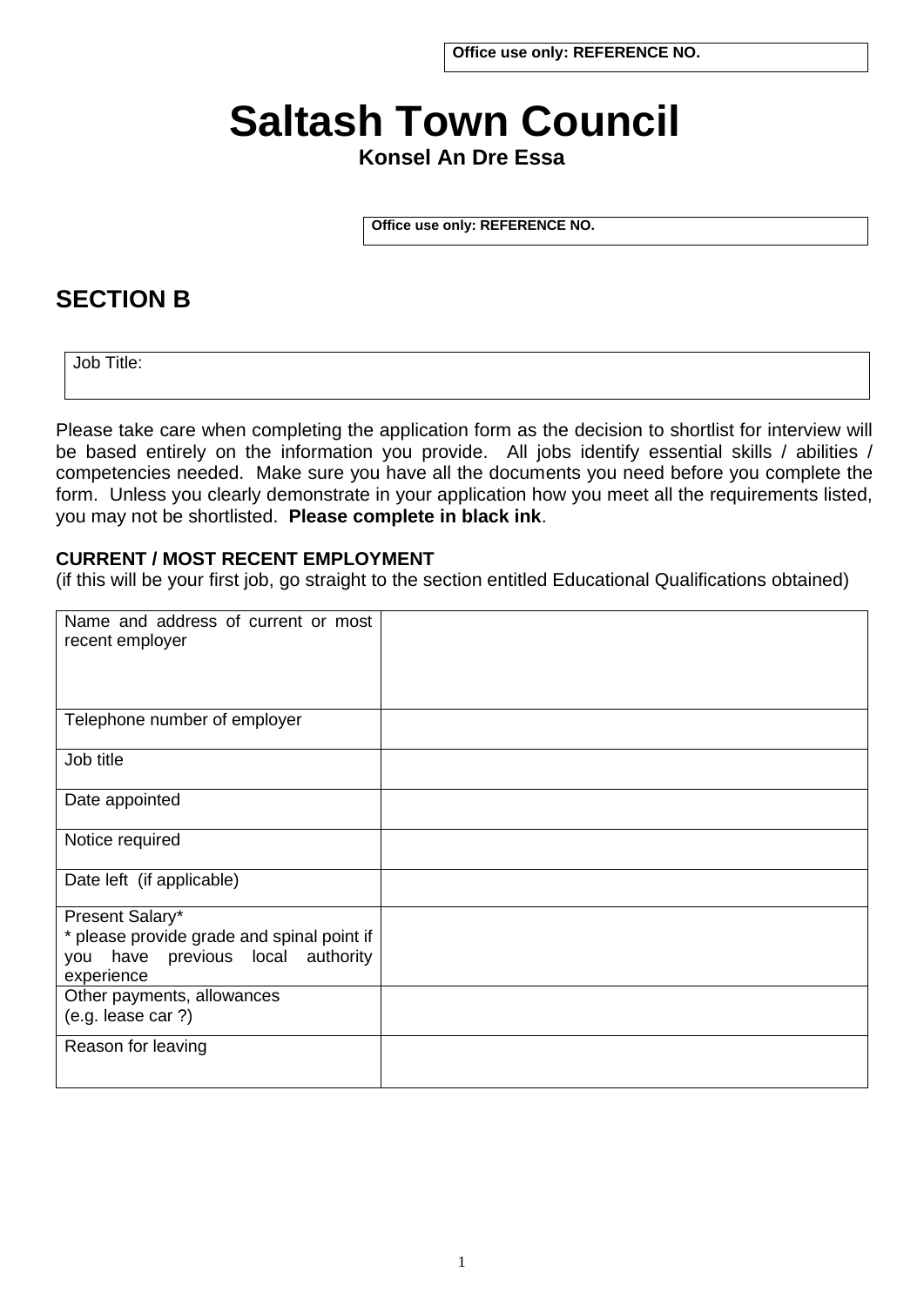Office use only: REFERENCE NO.

# Saltash Town Council

**Konsel An Dre Essa**

Office use only: REFERENCE NO.

## SECTION B

| Job Title: |
|---|

Please take care when completing the application form as the decision to shortlist for interview will be based entirely on the information you provide. All jobs identify essential skills / abilities / competencies needed. Make sure you have all the documents you need before you complete the form. Unless you clearly demonstrate in your application how you meet all the requirements listed, you may not be shortlisted. **Please complete in black ink**.

**CURRENT / MOST RECENT EMPLOYMENT**
(if this will be your first job, go straight to the section entitled Educational Qualifications obtained)

| | |
|---|---|
| Name and address of current or most recent employer | |
| Telephone number of employer | |
| Job title | |
| Date appointed | |
| Notice required | |
| Date left (if applicable) | |
| Present Salary* <br> * please provide grade and spinal point if you have previous local authority experience | |
| Other payments, allowances <br> (e.g. lease car ?) | |
| Reason for leaving | |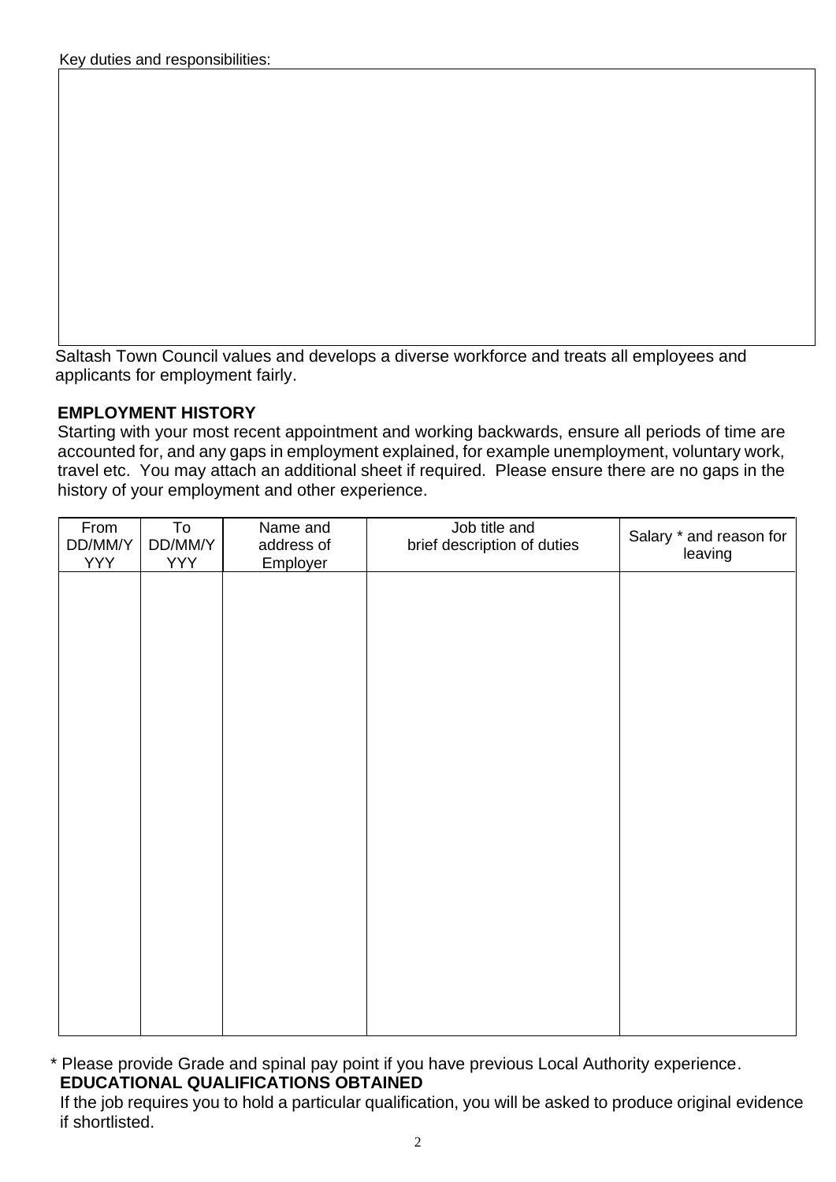Key duties and responsibilities:

|  |
|---|
|  |

Saltash Town Council values and develops a diverse workforce and treats all employees and applicants for employment fairly.

**EMPLOYMENT HISTORY**

Starting with your most recent appointment and working backwards, ensure all periods of time are accounted for, and any gaps in employment explained, for example unemployment, voluntary work, travel etc. You may attach an additional sheet if required. Please ensure there are no gaps in the history of your employment and other experience.

| From DD/MM/YYYY | To DD/MM/YYYY | Name and address of Employer | Job title and brief description of duties | Salary * and reason for leaving |
|---|---|---|---|---|
|  |  |  |  |  |

\* Please provide Grade and spinal pay point if you have previous Local Authority experience.

**EDUCATIONAL QUALIFICATIONS OBTAINED**

If the job requires you to hold a particular qualification, you will be asked to produce original evidence if shortlisted.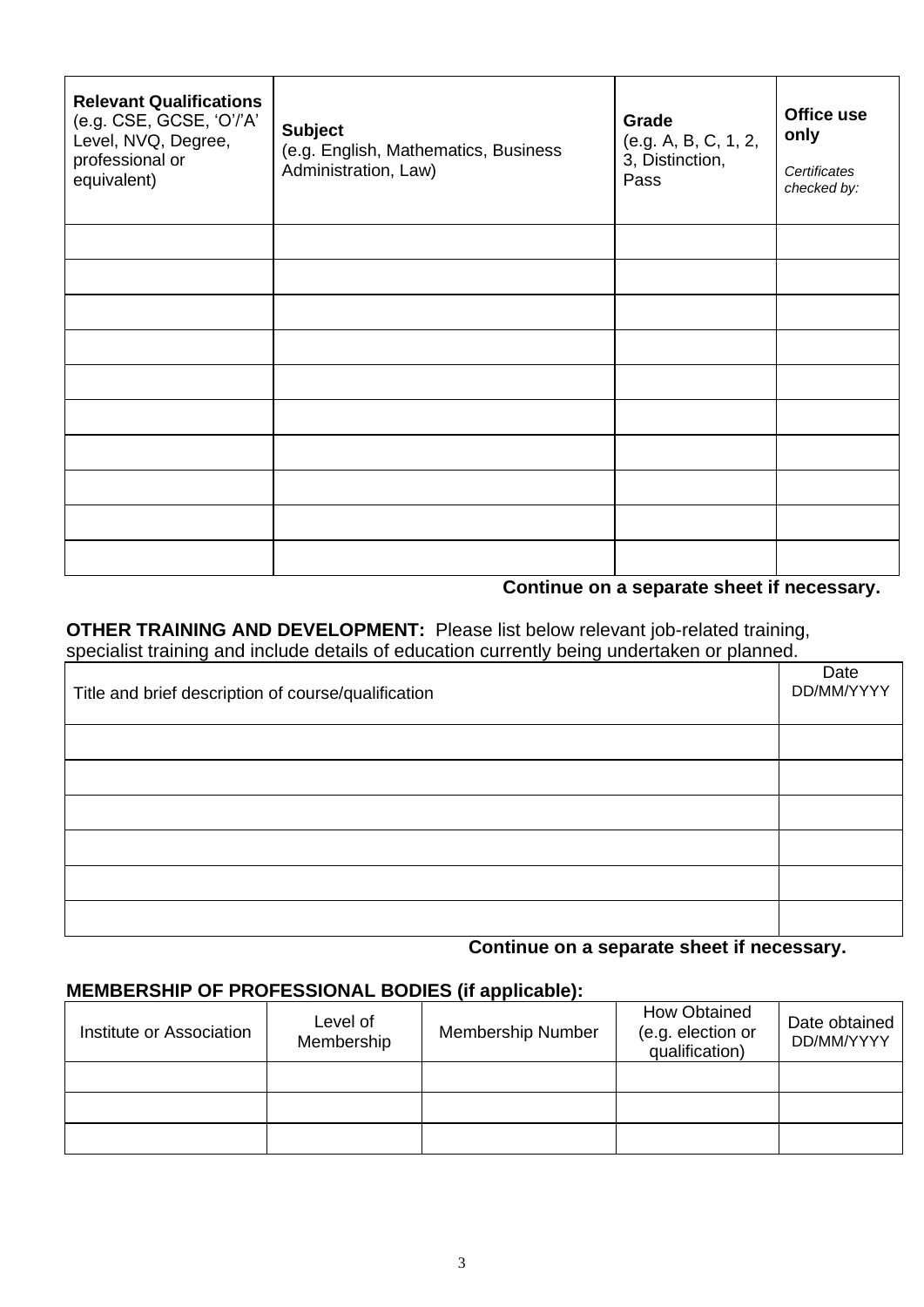| **Relevant Qualifications** (e.g. CSE, GCSE, 'O'/'A' Level, NVQ, Degree, professional or equivalent) | **Subject** (e.g. English, Mathematics, Business Administration, Law) | **Grade** (e.g. A, B, C, 1, 2, 3, Distinction, Pass | **Office use only** *Certificates checked by:* |
|---|---|---|---|
| | | | |
| | | | |
| | | | |
| | | | |
| | | | |
| | | | |
| | | | |
| | | | |
| | | | |
| | | | |

**Continue on a separate sheet if necessary.**

**OTHER TRAINING AND DEVELOPMENT:** Please list below relevant job-related training, specialist training and include details of education currently being undertaken or planned.

| Title and brief description of course/qualification | Date DD/MM/YYYY |
|---|---|
| | |
| | |
| | |
| | |
| | |
| | |

**Continue on a separate sheet if necessary.**

**MEMBERSHIP OF PROFESSIONAL BODIES (if applicable):**

| Institute or Association | Level of Membership | Membership Number | How Obtained (e.g. election or qualification) | Date obtained DD/MM/YYYY |
|---|---|---|---|---|
| | | | | |
| | | | | |
| | | | | |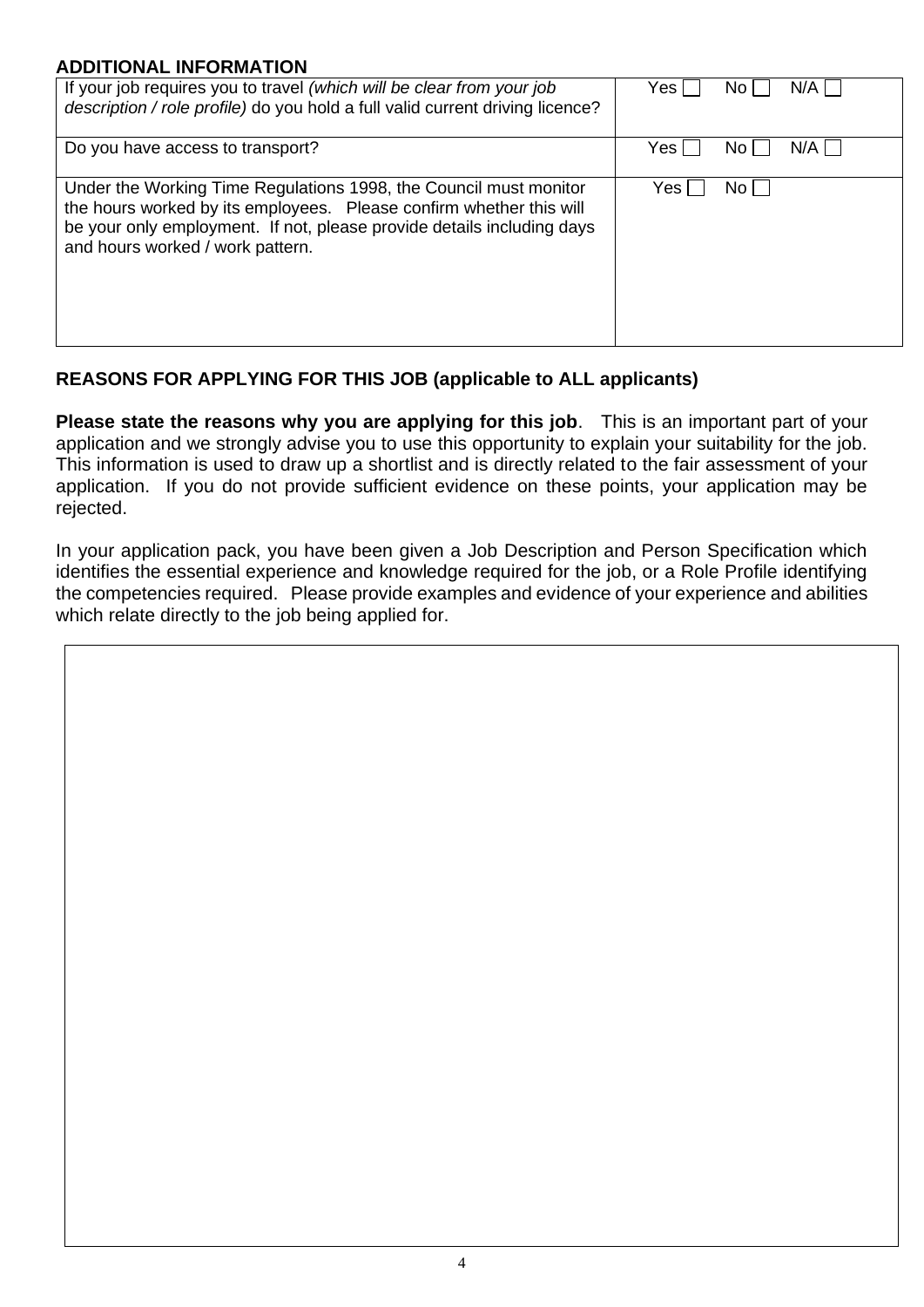## ADDITIONAL INFORMATION

| | |
|---|---|
| If your job requires you to travel *(which will be clear from your job description / role profile)* do you hold a full valid current driving licence? | Yes ☐ No ☐ N/A ☐ |
| Do you have access to transport? | Yes ☐ No ☐ N/A ☐ |
| Under the Working Time Regulations 1998, the Council must monitor the hours worked by its employees. Please confirm whether this will be your only employment. If not, please provide details including days and hours worked / work pattern. | Yes ☐ No ☐ |

## REASONS FOR APPLYING FOR THIS JOB (applicable to ALL applicants)

**Please state the reasons why you are applying for this job**. This is an important part of your application and we strongly advise you to use this opportunity to explain your suitability for the job. This information is used to draw up a shortlist and is directly related to the fair assessment of your application. If you do not provide sufficient evidence on these points, your application may be rejected.

In your application pack, you have been given a Job Description and Person Specification which identifies the essential experience and knowledge required for the job, or a Role Profile identifying the competencies required. Please provide examples and evidence of your experience and abilities which relate directly to the job being applied for.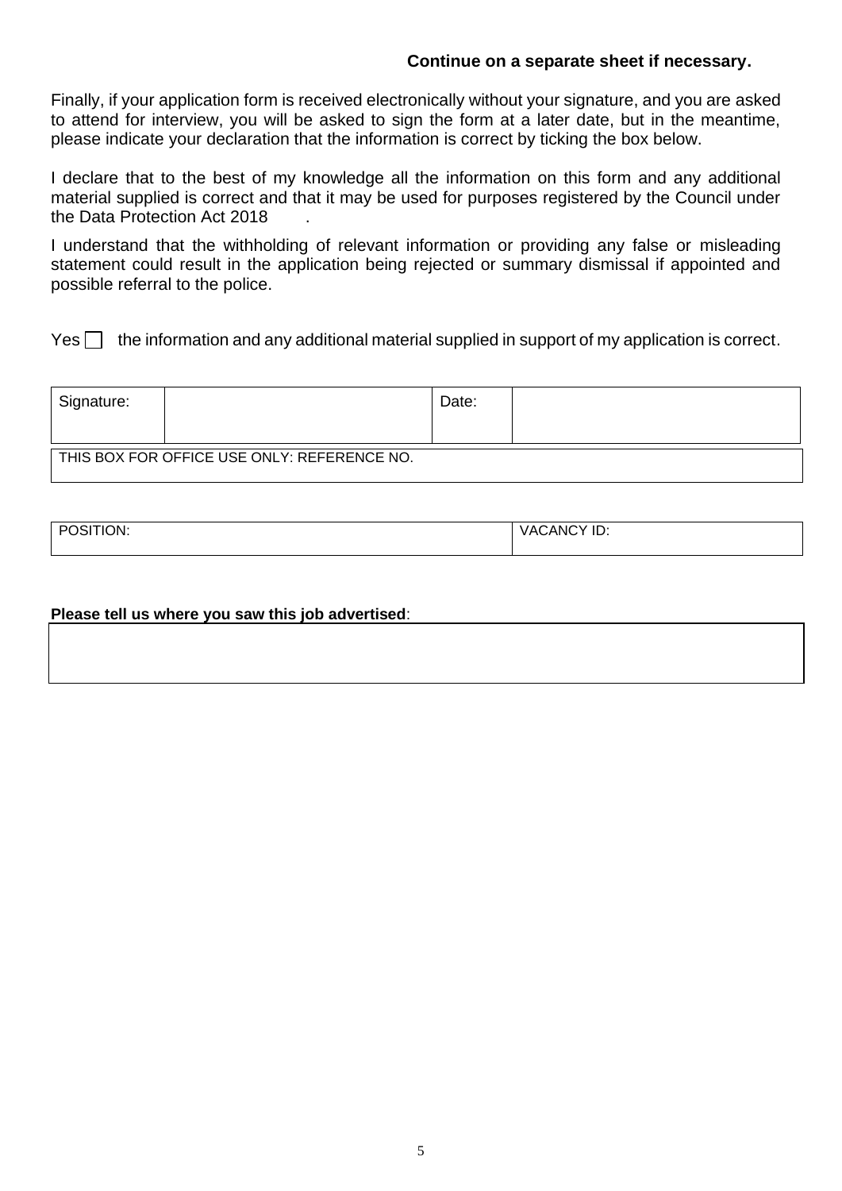**Continue on a separate sheet if necessary.**

Finally, if your application form is received electronically without your signature, and you are asked to attend for interview, you will be asked to sign the form at a later date, but in the meantime, please indicate your declaration that the information is correct by ticking the box below.

I declare that to the best of my knowledge all the information on this form and any additional material supplied is correct and that it may be used for purposes registered by the Council under the Data Protection Act 2018 .

I understand that the withholding of relevant information or providing any false or misleading statement could result in the application being rejected or summary dismissal if appointed and possible referral to the police.

Yes ☐ the information and any additional material supplied in support of my application is correct.

| | | | |
|---|---|---|---|
| Signature: | | Date: | |

| |
|---|
| THIS BOX FOR OFFICE USE ONLY: REFERENCE NO. |

| | |
|---|---|
| POSITION: | VACANCY ID: |

**Please tell us where you saw this job advertised**:

| |
|---|
| |